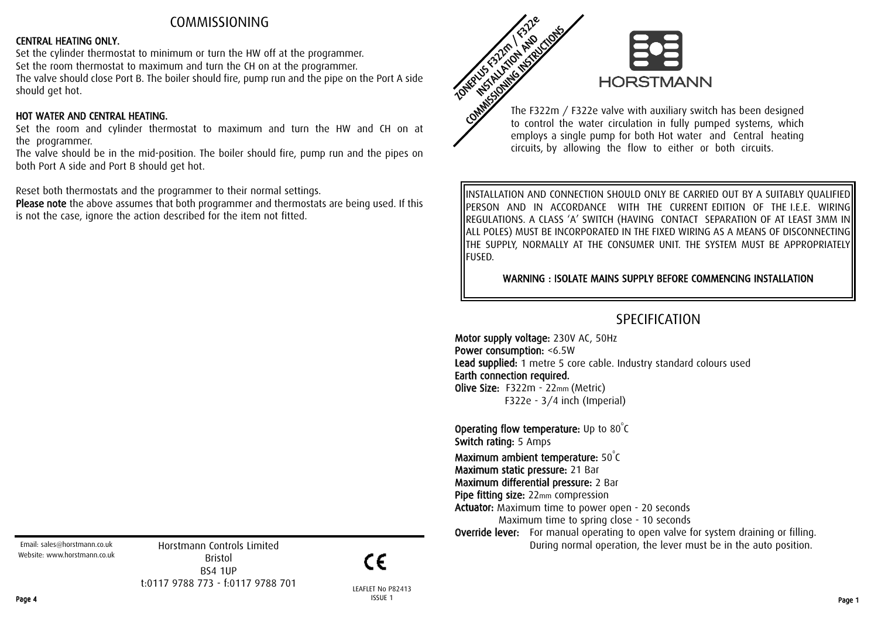# COMMISSIONING

**CENTRAL HEATING ONLY.**

Set the cylinder thermostat to minimum or turn the HW off at the programmer.
Set the room thermostat to maximum and turn the CH on at the programmer.
The valve should close Port B. The boiler should fire, pump run and the pipe on the Port A side should get hot.

**HOT WATER AND CENTRAL HEATING.**

Set the room and cylinder thermostat to maximum and turn the HW and CH on at the programmer.
The valve should be in the mid-position. The boiler should fire, pump run and the pipes on both Port A side and Port B should get hot.

Reset both thermostats and the programmer to their normal settings.

**Please note** the above assumes that both programmer and thermostats are being used. If this is not the case, ignore the action described for the item not fitted.

Email: sales@horstmann.co.uk
Website: www.horstmann.co.uk

Horstmann Controls Limited
Bristol
BS4 1UP
t:0117 9788 773 - f:0117 9788 701

LEAFLET No P82413
ISSUE 1

# ZONEPLUS F322m / F322e INSTALLATION AND COMMISSIONING INSTRUCTIONS

HORSTMANN

The F322m / F322e valve with auxiliary switch has been designed to control the water circulation in fully pumped systems, which employs a single pump for both Hot water and Central heating circuits, by allowing the flow to either or both circuits.

INSTALLATION AND CONNECTION SHOULD ONLY BE CARRIED OUT BY A SUITABLY QUALIFIED PERSON AND IN ACCORDANCE WITH THE CURRENT EDITION OF THE I.E.E. WIRING REGULATIONS. A CLASS 'A' SWITCH (HAVING CONTACT SEPARATION OF AT LEAST 3MM IN ALL POLES) MUST BE INCORPORATED IN THE FIXED WIRING AS A MEANS OF DISCONNECTING THE SUPPLY, NORMALLY AT THE CONSUMER UNIT. THE SYSTEM MUST BE APPROPRIATELY FUSED.

**WARNING : ISOLATE MAINS SUPPLY BEFORE COMMENCING INSTALLATION**

# SPECIFICATION

**Motor supply voltage:** 230V AC, 50Hz
**Power consumption:** <6.5W
**Lead supplied:** 1 metre 5 core cable. Industry standard colours used
**Earth connection required.**
**Olive Size:** F322m - 22mm (Metric)
F322e - 3/4 inch (Imperial)

**Operating flow temperature:** Up to 80°C
**Switch rating:** 5 Amps
**Maximum ambient temperature:** 50°C
**Maximum static pressure:** 21 Bar
**Maximum differential pressure:** 2 Bar
**Pipe fitting size:** 22mm compression
**Actuator:** Maximum time to power open - 20 seconds
Maximum time to spring close - 10 seconds
**Override lever:** For manual operating to open valve for system draining or filling. During normal operation, the lever must be in the auto position.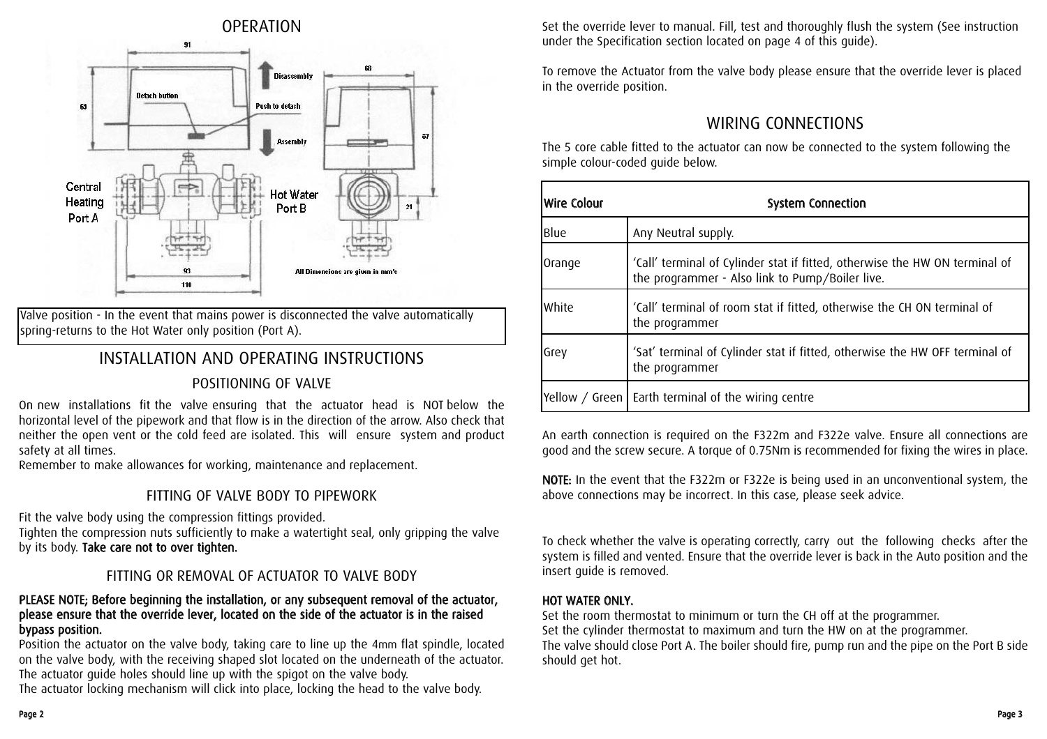# OPERATION

91

Detach button

Disassembly

Push to detach

Assembly

63

68

87

21

Central Heating Port A

Hot Water Port B

93

110

All Dimensions are given in mm's

Valve position - In the event that mains power is disconnected the valve automatically spring-returns to the Hot Water only position (Port A).

## INSTALLATION AND OPERATING INSTRUCTIONS

### POSITIONING OF VALVE

On new installations fit the valve ensuring that the actuator head is NOT below the horizontal level of the pipework and that flow is in the direction of the arrow. Also check that neither the open vent or the cold feed are isolated. This will ensure system and product safety at all times.

Remember to make allowances for working, maintenance and replacement.

### FITTING OF VALVE BODY TO PIPEWORK

Fit the valve body using the compression fittings provided.

Tighten the compression nuts sufficiently to make a watertight seal, only gripping the valve by its body. **Take care not to over tighten.**

### FITTING OR REMOVAL OF ACTUATOR TO VALVE BODY

**PLEASE NOTE; Before beginning the installation, or any subsequent removal of the actuator, please ensure that the override lever, located on the side of the actuator is in the raised bypass position.**

Position the actuator on the valve body, taking care to line up the 4mm flat spindle, located on the valve body, with the receiving shaped slot located on the underneath of the actuator. The actuator guide holes should line up with the spigot on the valve body.

The actuator locking mechanism will click into place, locking the head to the valve body.

Set the override lever to manual. Fill, test and thoroughly flush the system (See instruction under the Specification section located on page 4 of this guide).

To remove the Actuator from the valve body please ensure that the override lever is placed in the override position.

## WIRING CONNECTIONS

The 5 core cable fitted to the actuator can now be connected to the system following the simple colour-coded guide below.

| **Wire Colour** | **System Connection** |
|---|---|
| Blue | Any Neutral supply. |
| Orange | 'Call' terminal of Cylinder stat if fitted, otherwise the HW ON terminal of the programmer - Also link to Pump/Boiler live. |
| White | 'Call' terminal of room stat if fitted, otherwise the CH ON terminal of the programmer |
| Grey | 'Sat' terminal of Cylinder stat if fitted, otherwise the HW OFF terminal of the programmer |
| Yellow / Green | Earth terminal of the wiring centre |

An earth connection is required on the F322m and F322e valve. Ensure all connections are good and the screw secure. A torque of 0.75Nm is recommended for fixing the wires in place.

**NOTE:** In the event that the F322m or F322e is being used in an unconventional system, the above connections may be incorrect. In this case, please seek advice.

To check whether the valve is operating correctly, carry out the following checks after the system is filled and vented. Ensure that the override lever is back in the Auto position and the insert guide is removed.

**HOT WATER ONLY.**

Set the room thermostat to minimum or turn the CH off at the programmer.

Set the cylinder thermostat to maximum and turn the HW on at the programmer.

The valve should close Port A. The boiler should fire, pump run and the pipe on the Port B side should get hot.